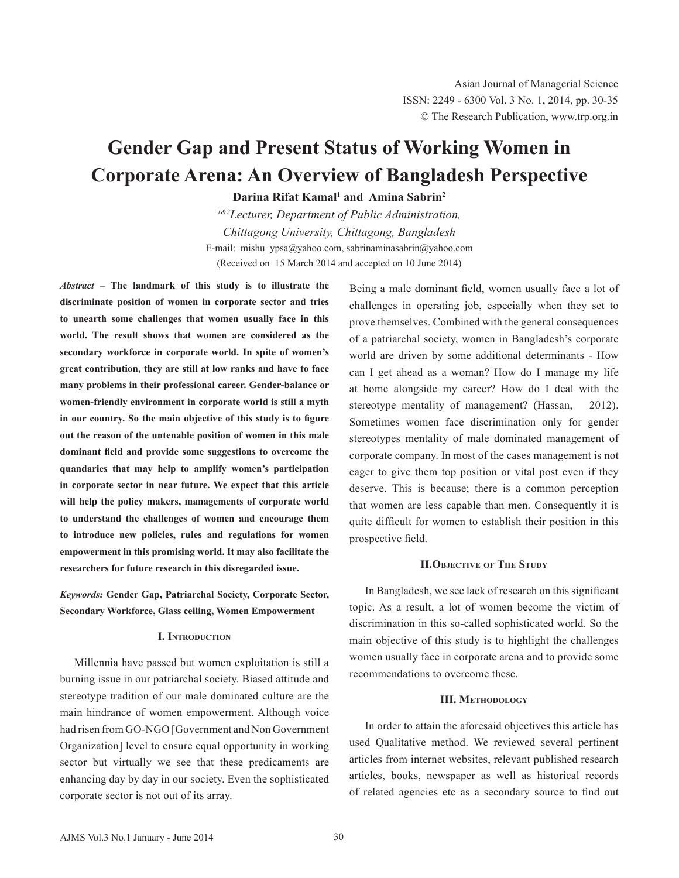# Gender Gap and Present Status of Working Women in Corporate Arena: An Overview of Bangladesh Perspective

**Darina Rifat Kamal[1] and Amina Sabrin[2]**

*[1&2]Lecturer, Department of Public Administration, Chittagong University, Chittagong, Bangladesh*

E-mail: mishu_ypsa@yahoo.com, sabrinaminasabrin@yahoo.com

(Received on 15 March 2014 and accepted on 10 June 2014)

***Abstract*** – **The landmark of this study is to illustrate the discriminate position of women in corporate sector and tries to unearth some challenges that women usually face in this world. The result shows that women are considered as the secondary workforce in corporate world. In spite of women's great contribution, they are still at low ranks and have to face many problems in their professional career. Gender-balance or women-friendly environment in corporate world is still a myth in our country. So the main objective of this study is to figure out the reason of the untenable position of women in this male dominant field and provide some suggestions to overcome the quandaries that may help to amplify women's participation in corporate sector in near future. We expect that this article will help the policy makers, managements of corporate world to understand the challenges of women and encourage them to introduce new policies, rules and regulations for women empowerment in this promising world. It may also facilitate the researchers for future research in this disregarded issue.**

***Keywords:*** **Gender Gap, Patriarchal Society, Corporate Sector, Secondary Workforce, Glass ceiling, Women Empowerment**

## I. Introduction

Millennia have passed but women exploitation is still a burning issue in our patriarchal society. Biased attitude and stereotype tradition of our male dominated culture are the main hindrance of women empowerment. Although voice had risen from GO-NGO [Government and Non Government Organization] level to ensure equal opportunity in working sector but virtually we see that these predicaments are enhancing day by day in our society. Even the sophisticated corporate sector is not out of its array.

Being a male dominant field, women usually face a lot of challenges in operating job, especially when they set to prove themselves. Combined with the general consequences of a patriarchal society, women in Bangladesh's corporate world are driven by some additional determinants - How can I get ahead as a woman? How do I manage my life at home alongside my career? How do I deal with the stereotype mentality of management? (Hassan, 2012). Sometimes women face discrimination only for gender stereotypes mentality of male dominated management of corporate company. In most of the cases management is not eager to give them top position or vital post even if they deserve. This is because; there is a common perception that women are less capable than men. Consequently it is quite difficult for women to establish their position in this prospective field.

## II. Objective of The Study

In Bangladesh, we see lack of research on this significant topic. As a result, a lot of women become the victim of discrimination in this so-called sophisticated world. So the main objective of this study is to highlight the challenges women usually face in corporate arena and to provide some recommendations to overcome these.

## III. Methodology

In order to attain the aforesaid objectives this article has used Qualitative method. We reviewed several pertinent articles from internet websites, relevant published research articles, books, newspaper as well as historical records of related agencies etc as a secondary source to find out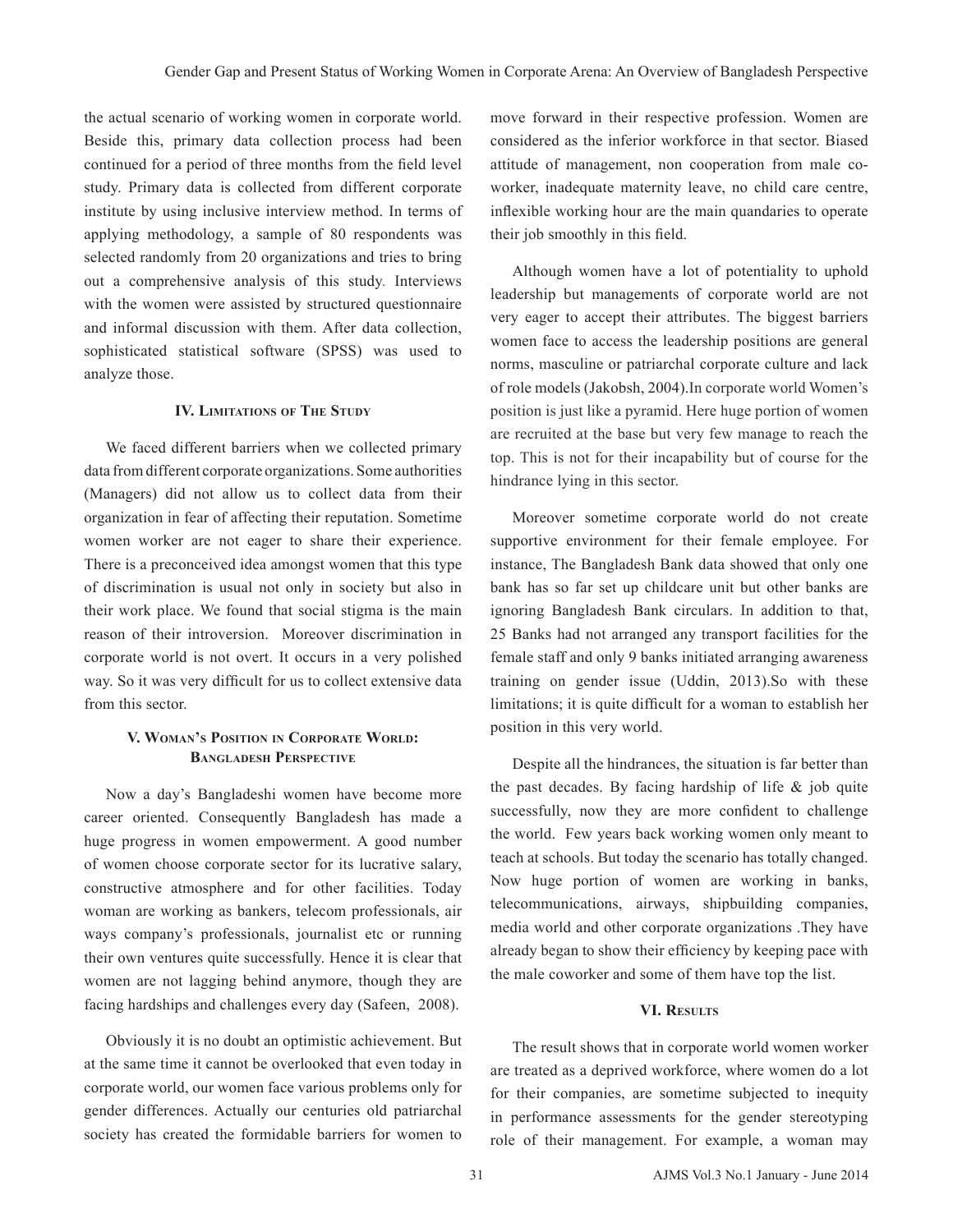the actual scenario of working women in corporate world. Beside this, primary data collection process had been continued for a period of three months from the field level study. Primary data is collected from different corporate institute by using inclusive interview method. In terms of applying methodology, a sample of 80 respondents was selected randomly from 20 organizations and tries to bring out a comprehensive analysis of this study. Interviews with the women were assisted by structured questionnaire and informal discussion with them. After data collection, sophisticated statistical software (SPSS) was used to analyze those.

## IV. Limitations of The Study

We faced different barriers when we collected primary data from different corporate organizations. Some authorities (Managers) did not allow us to collect data from their organization in fear of affecting their reputation. Sometime women worker are not eager to share their experience. There is a preconceived idea amongst women that this type of discrimination is usual not only in society but also in their work place. We found that social stigma is the main reason of their introversion. Moreover discrimination in corporate world is not overt. It occurs in a very polished way. So it was very difficult for us to collect extensive data from this sector.

## V. Woman's Position in Corporate World: Bangladesh Perspective

Now a day's Bangladeshi women have become more career oriented. Consequently Bangladesh has made a huge progress in women empowerment. A good number of women choose corporate sector for its lucrative salary, constructive atmosphere and for other facilities. Today woman are working as bankers, telecom professionals, air ways company's professionals, journalist etc or running their own ventures quite successfully. Hence it is clear that women are not lagging behind anymore, though they are facing hardships and challenges every day (Safeen, 2008).

Obviously it is no doubt an optimistic achievement. But at the same time it cannot be overlooked that even today in corporate world, our women face various problems only for gender differences. Actually our centuries old patriarchal society has created the formidable barriers for women to move forward in their respective profession. Women are considered as the inferior workforce in that sector. Biased attitude of management, non cooperation from male co-worker, inadequate maternity leave, no child care centre, inflexible working hour are the main quandaries to operate their job smoothly in this field.

Although women have a lot of potentiality to uphold leadership but managements of corporate world are not very eager to accept their attributes. The biggest barriers women face to access the leadership positions are general norms, masculine or patriarchal corporate culture and lack of role models (Jakobsh, 2004).In corporate world Women's position is just like a pyramid. Here huge portion of women are recruited at the base but very few manage to reach the top. This is not for their incapability but of course for the hindrance lying in this sector.

Moreover sometime corporate world do not create supportive environment for their female employee. For instance, The Bangladesh Bank data showed that only one bank has so far set up childcare unit but other banks are ignoring Bangladesh Bank circulars. In addition to that, 25 Banks had not arranged any transport facilities for the female staff and only 9 banks initiated arranging awareness training on gender issue (Uddin, 2013).So with these limitations; it is quite difficult for a woman to establish her position in this very world.

Despite all the hindrances, the situation is far better than the past decades. By facing hardship of life & job quite successfully, now they are more confident to challenge the world. Few years back working women only meant to teach at schools. But today the scenario has totally changed. Now huge portion of women are working in banks, telecommunications, airways, shipbuilding companies, media world and other corporate organizations .They have already began to show their efficiency by keeping pace with the male coworker and some of them have top the list.

## VI. Results

The result shows that in corporate world women worker are treated as a deprived workforce, where women do a lot for their companies, are sometime subjected to inequity in performance assessments for the gender stereotyping role of their management. For example, a woman may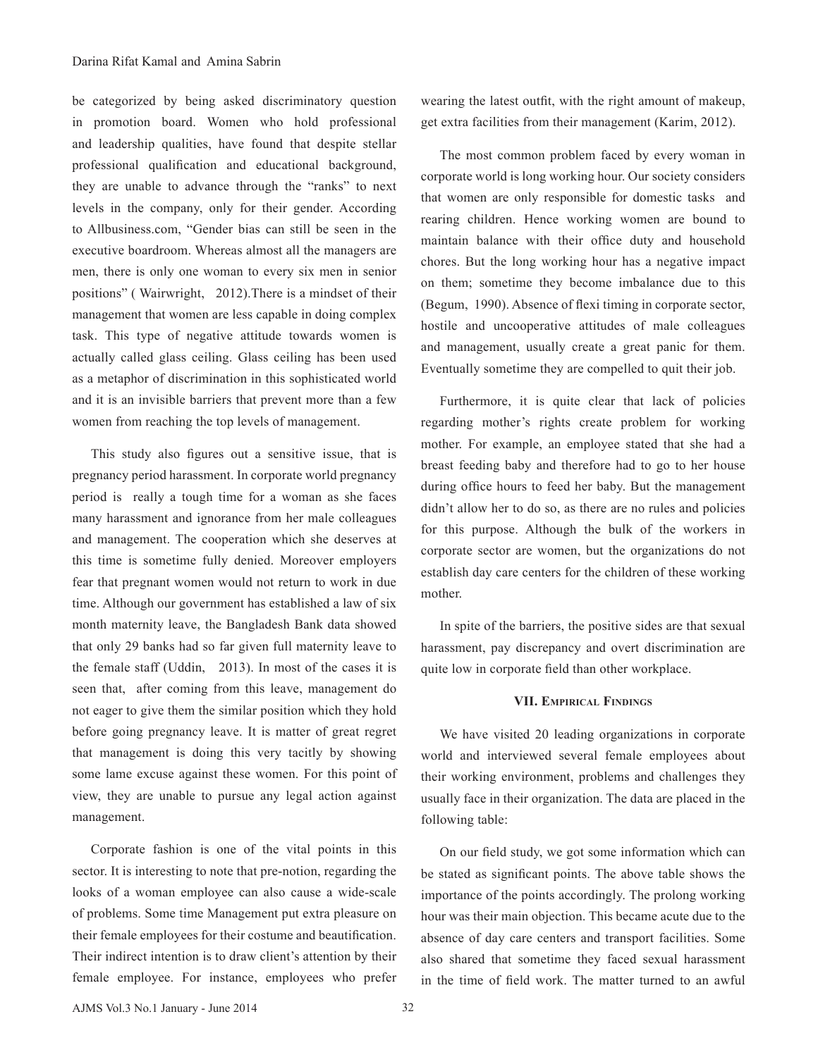be categorized by being asked discriminatory question in promotion board. Women who hold professional and leadership qualities, have found that despite stellar professional qualification and educational background, they are unable to advance through the "ranks" to next levels in the company, only for their gender. According to Allbusiness.com, "Gender bias can still be seen in the executive boardroom. Whereas almost all the managers are men, there is only one woman to every six men in senior positions" ( Wairwright, 2012).There is a mindset of their management that women are less capable in doing complex task. This type of negative attitude towards women is actually called glass ceiling. Glass ceiling has been used as a metaphor of discrimination in this sophisticated world and it is an invisible barriers that prevent more than a few women from reaching the top levels of management.

This study also figures out a sensitive issue, that is pregnancy period harassment. In corporate world pregnancy period is really a tough time for a woman as she faces many harassment and ignorance from her male colleagues and management. The cooperation which she deserves at this time is sometime fully denied. Moreover employers fear that pregnant women would not return to work in due time. Although our government has established a law of six month maternity leave, the Bangladesh Bank data showed that only 29 banks had so far given full maternity leave to the female staff (Uddin, 2013). In most of the cases it is seen that, after coming from this leave, management do not eager to give them the similar position which they hold before going pregnancy leave. It is matter of great regret that management is doing this very tacitly by showing some lame excuse against these women. For this point of view, they are unable to pursue any legal action against management.

Corporate fashion is one of the vital points in this sector. It is interesting to note that pre-notion, regarding the looks of a woman employee can also cause a wide-scale of problems. Some time Management put extra pleasure on their female employees for their costume and beautification. Their indirect intention is to draw client's attention by their female employee. For instance, employees who prefer wearing the latest outfit, with the right amount of makeup, get extra facilities from their management (Karim, 2012).

The most common problem faced by every woman in corporate world is long working hour. Our society considers that women are only responsible for domestic tasks and rearing children. Hence working women are bound to maintain balance with their office duty and household chores. But the long working hour has a negative impact on them; sometime they become imbalance due to this (Begum, 1990). Absence of flexi timing in corporate sector, hostile and uncooperative attitudes of male colleagues and management, usually create a great panic for them. Eventually sometime they are compelled to quit their job.

Furthermore, it is quite clear that lack of policies regarding mother's rights create problem for working mother. For example, an employee stated that she had a breast feeding baby and therefore had to go to her house during office hours to feed her baby. But the management didn't allow her to do so, as there are no rules and policies for this purpose. Although the bulk of the workers in corporate sector are women, but the organizations do not establish day care centers for the children of these working mother.

In spite of the barriers, the positive sides are that sexual harassment, pay discrepancy and overt discrimination are quite low in corporate field than other workplace.

## VII. Empirical Findings

We have visited 20 leading organizations in corporate world and interviewed several female employees about their working environment, problems and challenges they usually face in their organization. The data are placed in the following table:

On our field study, we got some information which can be stated as significant points. The above table shows the importance of the points accordingly. The prolong working hour was their main objection. This became acute due to the absence of day care centers and transport facilities. Some also shared that sometime they faced sexual harassment in the time of field work. The matter turned to an awful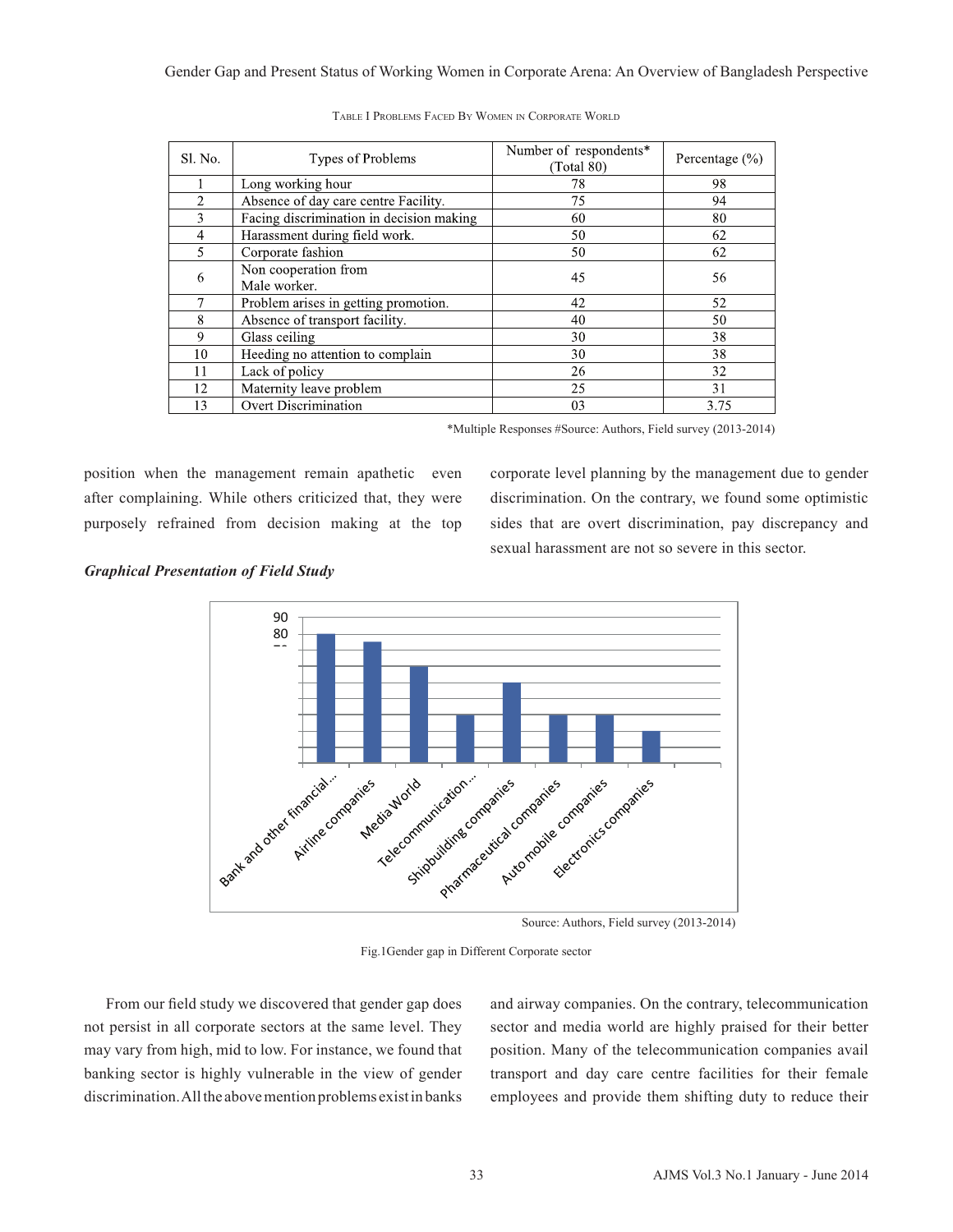Table I Problems Faced By Women in Corporate World

| Sl. No. | Types of Problems | Number of respondents* (Total 80) | Percentage (%) |
|---|---|---|---|
| 1 | Long working hour | 78 | 98 |
| 2 | Absence of day care centre Facility. | 75 | 94 |
| 3 | Facing discrimination in decision making | 60 | 80 |
| 4 | Harassment during field work. | 50 | 62 |
| 5 | Corporate fashion | 50 | 62 |
| 6 | Non cooperation from Male worker. | 45 | 56 |
| 7 | Problem arises in getting promotion. | 42 | 52 |
| 8 | Absence of transport facility. | 40 | 50 |
| 9 | Glass ceiling | 30 | 38 |
| 10 | Heeding no attention to complain | 30 | 38 |
| 11 | Lack of policy | 26 | 32 |
| 12 | Maternity leave problem | 25 | 31 |
| 13 | Overt Discrimination | 03 | 3.75 |

*Multiple Responses #Source: Authors, Field survey (2013-2014)

position when the management remain apathetic even after complaining. While others criticized that, they were purposely refrained from decision making at the top corporate level planning by the management due to gender discrimination. On the contrary, we found some optimistic sides that are overt discrimination, pay discrepancy and sexual harassment are not so severe in this sector.

***Graphical Presentation of Field Study***

Source: Authors, Field survey (2013-2014)

Fig.1Gender gap in Different Corporate sector

From our field study we discovered that gender gap does not persist in all corporate sectors at the same level. They may vary from high, mid to low. For instance, we found that banking sector is highly vulnerable in the view of gender discrimination. All the above mention problems exist in banks and airway companies. On the contrary, telecommunication sector and media world are highly praised for their better position. Many of the telecommunication companies avail transport and day care centre facilities for their female employees and provide them shifting duty to reduce their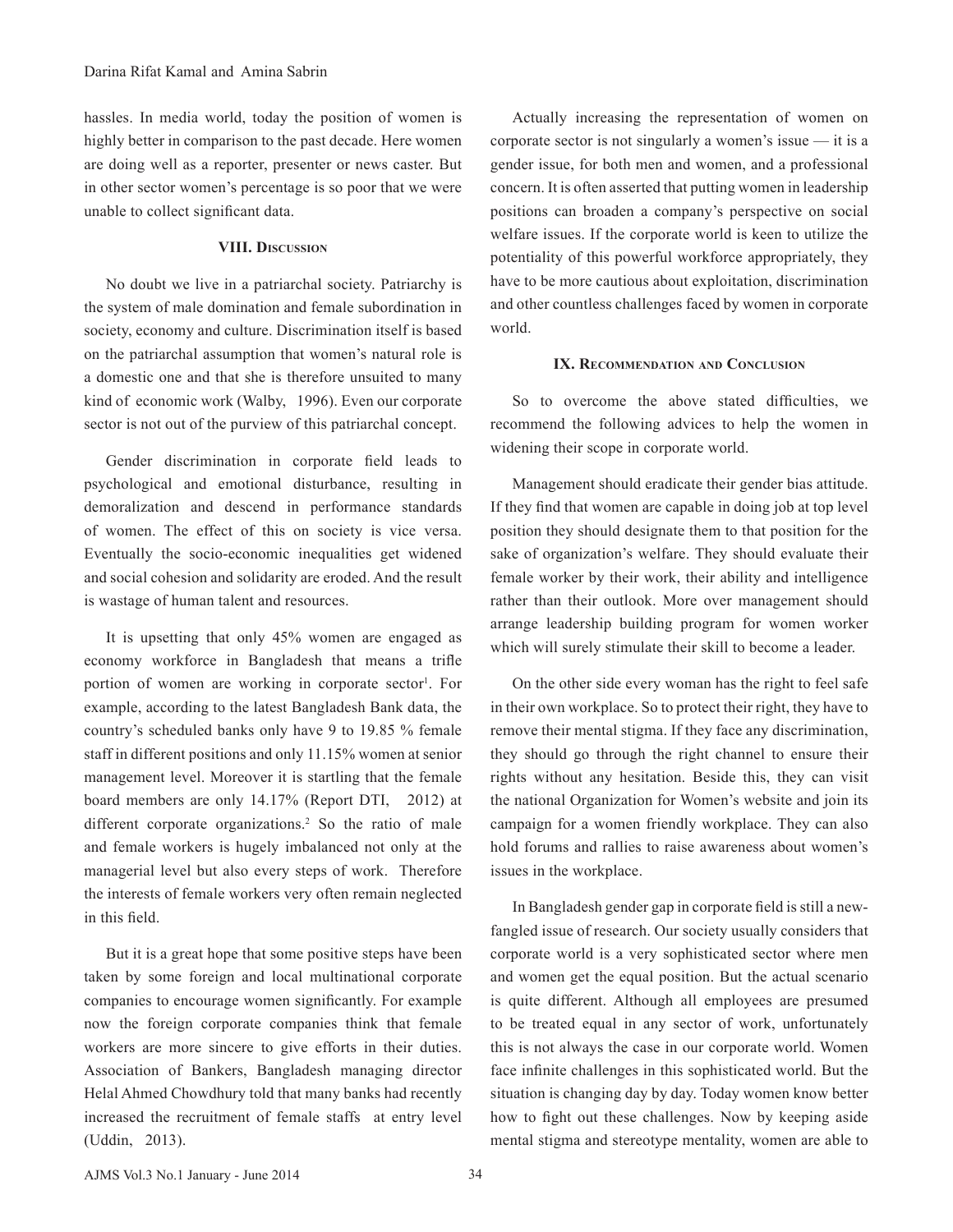hassles. In media world, today the position of women is highly better in comparison to the past decade. Here women are doing well as a reporter, presenter or news caster. But in other sector women's percentage is so poor that we were unable to collect significant data.

## VIII. Discussion

No doubt we live in a patriarchal society. Patriarchy is the system of male domination and female subordination in society, economy and culture. Discrimination itself is based on the patriarchal assumption that women's natural role is a domestic one and that she is therefore unsuited to many kind of economic work (Walby, 1996). Even our corporate sector is not out of the purview of this patriarchal concept.

Gender discrimination in corporate field leads to psychological and emotional disturbance, resulting in demoralization and descend in performance standards of women. The effect of this on society is vice versa. Eventually the socio-economic inequalities get widened and social cohesion and solidarity are eroded. And the result is wastage of human talent and resources.

It is upsetting that only 45% women are engaged as economy workforce in Bangladesh that means a trifle portion of women are working in corporate sector[1]. For example, according to the latest Bangladesh Bank data, the country's scheduled banks only have 9 to 19.85 % female staff in different positions and only 11.15% women at senior management level. Moreover it is startling that the female board members are only 14.17% (Report DTI, 2012) at different corporate organizations.[2] So the ratio of male and female workers is hugely imbalanced not only at the managerial level but also every steps of work. Therefore the interests of female workers very often remain neglected in this field.

But it is a great hope that some positive steps have been taken by some foreign and local multinational corporate companies to encourage women significantly. For example now the foreign corporate companies think that female workers are more sincere to give efforts in their duties. Association of Bankers, Bangladesh managing director Helal Ahmed Chowdhury told that many banks had recently increased the recruitment of female staffs at entry level (Uddin, 2013).

Actually increasing the representation of women on corporate sector is not singularly a women's issue — it is a gender issue, for both men and women, and a professional concern. It is often asserted that putting women in leadership positions can broaden a company's perspective on social welfare issues. If the corporate world is keen to utilize the potentiality of this powerful workforce appropriately, they have to be more cautious about exploitation, discrimination and other countless challenges faced by women in corporate world.

## IX. Recommendation and Conclusion

So to overcome the above stated difficulties, we recommend the following advices to help the women in widening their scope in corporate world.

Management should eradicate their gender bias attitude. If they find that women are capable in doing job at top level position they should designate them to that position for the sake of organization's welfare. They should evaluate their female worker by their work, their ability and intelligence rather than their outlook. More over management should arrange leadership building program for women worker which will surely stimulate their skill to become a leader.

On the other side every woman has the right to feel safe in their own workplace. So to protect their right, they have to remove their mental stigma. If they face any discrimination, they should go through the right channel to ensure their rights without any hesitation. Beside this, they can visit the national Organization for Women's website and join its campaign for a women friendly workplace. They can also hold forums and rallies to raise awareness about women's issues in the workplace.

In Bangladesh gender gap in corporate field is still a new-fangled issue of research. Our society usually considers that corporate world is a very sophisticated sector where men and women get the equal position. But the actual scenario is quite different. Although all employees are presumed to be treated equal in any sector of work, unfortunately this is not always the case in our corporate world. Women face infinite challenges in this sophisticated world. But the situation is changing day by day. Today women know better how to fight out these challenges. Now by keeping aside mental stigma and stereotype mentality, women are able to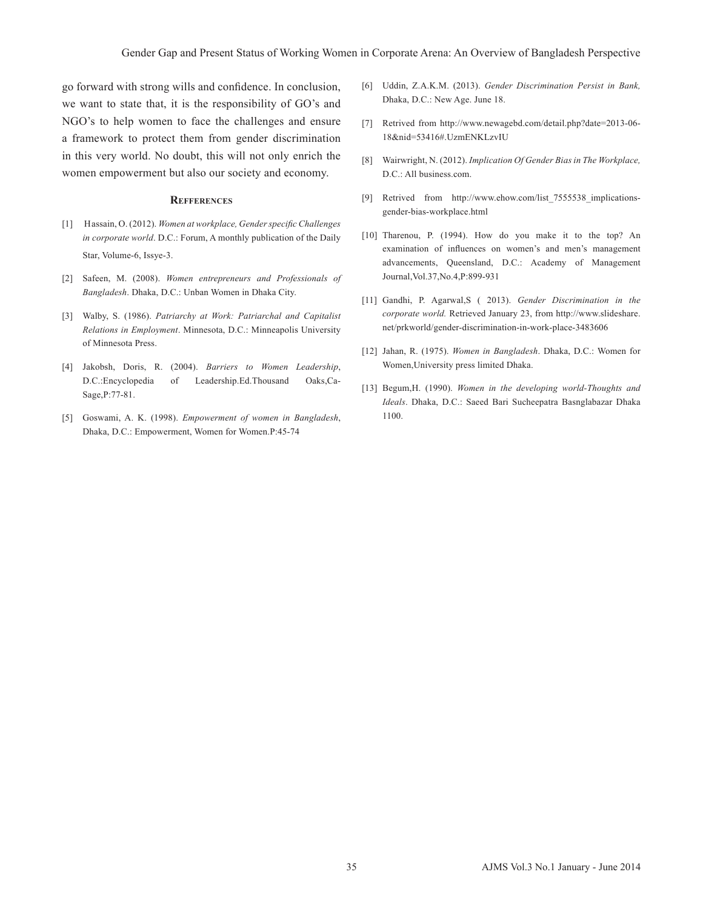go forward with strong wills and confidence. In conclusion, we want to state that, it is the responsibility of GO's and NGO's to help women to face the challenges and ensure a framework to protect them from gender discrimination in this very world. No doubt, this will not only enrich the women empowerment but also our society and economy.

## Refferences

[1] Hassain, O. (2012). *Women at workplace, Gender specific Challenges in corporate world*. D.C.: Forum, A monthly publication of the Daily Star, Volume-6, Issye-3.

[2] Safeen, M. (2008). *Women entrepreneurs and Professionals of Bangladesh*. Dhaka, D.C.: Unban Women in Dhaka City.

[3] Walby, S. (1986). *Patriarchy at Work: Patriarchal and Capitalist Relations in Employment*. Minnesota, D.C.: Minneapolis University of Minnesota Press.

[4] Jakobsh, Doris, R. (2004). *Barriers to Women Leadership*, D.C.:Encyclopedia of Leadership.Ed.Thousand Oaks,Ca-Sage,P:77-81.

[5] Goswami, A. K. (1998). *Empowerment of women in Bangladesh*, Dhaka, D.C.: Empowerment, Women for Women.P:45-74

[6] Uddin, Z.A.K.M. (2013). *Gender Discrimination Persist in Bank,* Dhaka, D.C.: New Age. June 18.

[7] Retrived from http://www.newagebd.com/detail.php?date=2013-06-18&nid=53416#.UzmENKLzvIU

[8] Wairwright, N. (2012). *Implication Of Gender Bias in The Workplace,* D.C.: All business.com.

[9] Retrived from http://www.ehow.com/list_7555538_implications-gender-bias-workplace.html

[10] Tharenou, P. (1994). How do you make it to the top? An examination of influences on women's and men's management advancements, Queensland, D.C.: Academy of Management Journal,Vol.37,No.4,P:899-931

[11] Gandhi, P. Agarwal,S ( 2013). *Gender Discrimination in the corporate world.* Retrieved January 23, from http://www.slideshare.net/prkworld/gender-discrimination-in-work-place-3483606

[12] Jahan, R. (1975). *Women in Bangladesh*. Dhaka, D.C.: Women for Women,University press limited Dhaka.

[13] Begum,H. (1990). *Women in the developing world-Thoughts and Ideals*. Dhaka, D.C.: Saeed Bari Sucheepatra Basnglabazar Dhaka 1100.